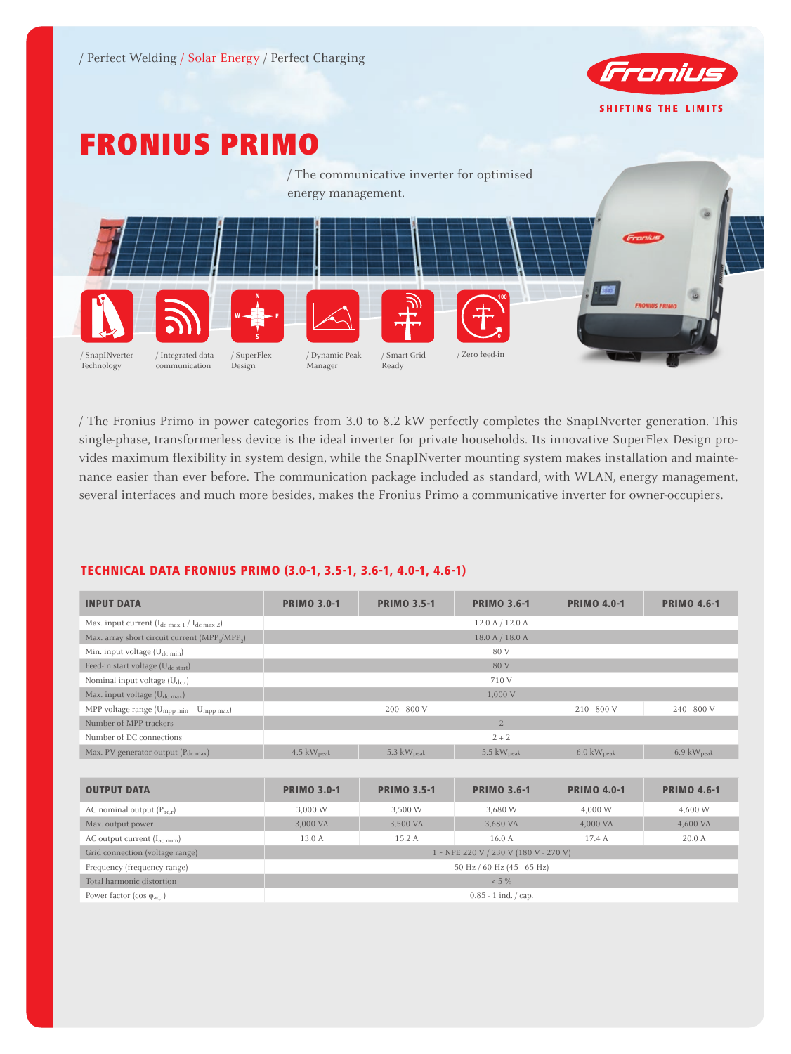/ Perfect Welding / Solar Energy / Perfect Charging

SHIFTING THE LIMITS

# FRONIUS PRIMO

/ The communicative inverter for optimised energy management.

/ SnapINverter Technology
/ Integrated data communication
/ SuperFlex Design
/ Dynamic Peak Manager
/ Smart Grid Ready
/ Zero feed-in

/ The Fronius Primo in power categories from 3.0 to 8.2 kW perfectly completes the SnapINverter generation. This single-phase, transformerless device is the ideal inverter for private households. Its innovative SuperFlex Design provides maximum flexibility in system design, while the SnapINverter mounting system makes installation and maintenance easier than ever before. The communication package included as standard, with WLAN, energy management, several interfaces and much more besides, makes the Fronius Primo a communicative inverter for owner-occupiers.

## TECHNICAL DATA FRONIUS PRIMO (3.0-1, 3.5-1, 3.6-1, 4.0-1, 4.6-1)

| INPUT DATA | PRIMO 3.0-1 | PRIMO 3.5-1 | PRIMO 3.6-1 | PRIMO 4.0-1 | PRIMO 4.6-1 |
|---|---|---|---|---|---|
| Max. input current ($I_{dc\ max\ 1}$ / $I_{dc\ max\ 2}$) | 12.0 A / 12.0 A | | | | |
| Max. array short circuit current ($MPP_1$/$MPP_2$) | 18.0 A / 18.0 A | | | | |
| Min. input voltage ($U_{dc\ min}$) | 80 V | | | | |
| Feed-in start voltage ($U_{dc\ start}$) | 80 V | | | | |
| Nominal input voltage ($U_{dc,r}$) | 710 V | | | | |
| Max. input voltage ($U_{dc\ max}$) | 1,000 V | | | | |
| MPP voltage range ($U_{mpp\ min}$ – $U_{mpp\ max}$) | 200 - 800 V | | | 210 - 800 V | 240 - 800 V |
| Number of MPP trackers | 2 | | | | |
| Number of DC connections | 2 + 2 | | | | |
| Max. PV generator output ($P_{dc\ max}$) | 4.5 $kW_{peak}$ | 5.3 $kW_{peak}$ | 5.5 $kW_{peak}$ | 6.0 $kW_{peak}$ | 6.9 $kW_{peak}$ |

| OUTPUT DATA | PRIMO 3.0-1 | PRIMO 3.5-1 | PRIMO 3.6-1 | PRIMO 4.0-1 | PRIMO 4.6-1 |
|---|---|---|---|---|---|
| AC nominal output ($P_{ac,r}$) | 3,000 W | 3,500 W | 3,680 W | 4,000 W | 4,600 W |
| Max. output power | 3,000 VA | 3,500 VA | 3,680 VA | 4,000 VA | 4,600 VA |
| AC output current ($I_{ac\ nom}$) | 13.0 A | 15.2 A | 16.0 A | 17.4 A | 20.0 A |
| Grid connection (voltage range) | 1 - NPE 220 V / 230 V (180 V - 270 V) | | | | |
| Frequency (frequency range) | 50 Hz / 60 Hz (45 - 65 Hz) | | | | |
| Total harmonic distortion | < 5 % | | | | |
| Power factor ($\cos \varphi_{ac,r}$) | 0.85 - 1 ind. / cap. | | | | |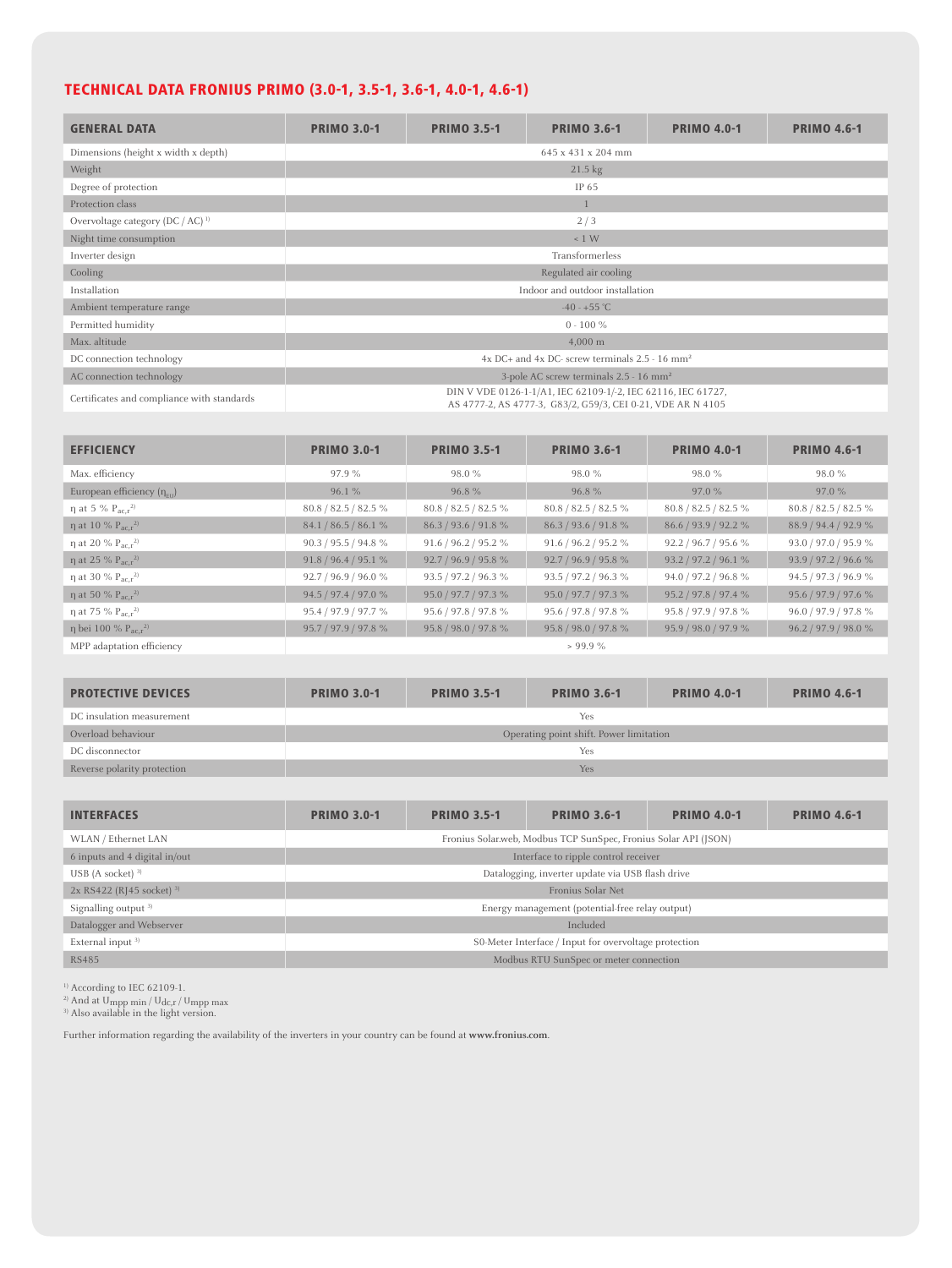## TECHNICAL DATA FRONIUS PRIMO (3.0-1, 3.5-1, 3.6-1, 4.0-1, 4.6-1)

| GENERAL DATA | PRIMO 3.0-1 | PRIMO 3.5-1 | PRIMO 3.6-1 | PRIMO 4.0-1 | PRIMO 4.6-1 |
|---|---|---|---|---|---|
| Dimensions (height x width x depth) | 645 x 431 x 204 mm | | | | |
| Weight | 21.5 kg | | | | |
| Degree of protection | IP 65 | | | | |
| Protection class | 1 | | | | |
| Overvoltage category (DC / AC) [1] | 2 / 3 | | | | |
| Night time consumption | < 1 W | | | | |
| Inverter design | Transformerless | | | | |
| Cooling | Regulated air cooling | | | | |
| Installation | Indoor and outdoor installation | | | | |
| Ambient temperature range | -40 - +55 °C | | | | |
| Permitted humidity | 0 - 100 % | | | | |
| Max. altitude | 4,000 m | | | | |
| DC connection technology | 4x DC+ and 4x DC- screw terminals 2.5 - 16 mm² | | | | |
| AC connection technology | 3-pole AC screw terminals 2.5 - 16 mm² | | | | |
| Certificates and compliance with standards | DIN V VDE 0126-1-1/A1, IEC 62109-1/-2, IEC 62116, IEC 61727, AS 4777-2, AS 4777-3, G83/2, G59/3, CEI 0-21, VDE AR N 4105 | | | | |

| EFFICIENCY | PRIMO 3.0-1 | PRIMO 3.5-1 | PRIMO 3.6-1 | PRIMO 4.0-1 | PRIMO 4.6-1 |
|---|---|---|---|---|---|
| Max. efficiency | 97.9 % | 98.0 % | 98.0 % | 98.0 % | 98.0 % |
| European efficiency ($\eta_{EU}$) | 96.1 % | 96.8 % | 96.8 % | 97.0 % | 97.0 % |
| $\eta$ at 5 % $P_{ac,r}$ [2] | 80.8 / 82.5 / 82.5 % | 80.8 / 82.5 / 82.5 % | 80.8 / 82.5 / 82.5 % | 80.8 / 82.5 / 82.5 % | 80.8 / 82.5 / 82.5 % |
| $\eta$ at 10 % $P_{ac,r}$ [2] | 84.1 / 86.5 / 86.1 % | 86.3 / 93.6 / 91.8 % | 86.3 / 93.6 / 91.8 % | 86.6 / 93.9 / 92.2 % | 88.9 / 94.4 / 92.9 % |
| $\eta$ at 20 % $P_{ac,r}$ [2] | 90.3 / 95.5 / 94.8 % | 91.6 / 96.2 / 95.2 % | 91.6 / 96.2 / 95.2 % | 92.2 / 96.7 / 95.6 % | 93.0 / 97.0 / 95.9 % |
| $\eta$ at 25 % $P_{ac,r}$ [2] | 91.8 / 96.4 / 95.1 % | 92.7 / 96.9 / 95.8 % | 92.7 / 96.9 / 95.8 % | 93.2 / 97.2 / 96.1 % | 93.9 / 97.2 / 96.6 % |
| $\eta$ at 30 % $P_{ac,r}$ [2] | 92.7 / 96.9 / 96.0 % | 93.5 / 97.2 / 96.3 % | 93.5 / 97.2 / 96.3 % | 94.0 / 97.2 / 96.8 % | 94.5 / 97.3 / 96.9 % |
| $\eta$ at 50 % $P_{ac,r}$ [2] | 94.5 / 97.4 / 97.0 % | 95.0 / 97.7 / 97.3 % | 95.0 / 97.7 / 97.3 % | 95.2 / 97.8 / 97.4 % | 95.6 / 97.9 / 97.6 % |
| $\eta$ at 75 % $P_{ac,r}$ [2] | 95.4 / 97.9 / 97.7 % | 95.6 / 97.8 / 97.8 % | 95.6 / 97.8 / 97.8 % | 95.8 / 97.9 / 97.8 % | 96.0 / 97.9 / 97.8 % |
| $\eta$ bei 100 % $P_{ac,r}$ [2] | 95.7 / 97.9 / 97.8 % | 95.8 / 98.0 / 97.8 % | 95.8 / 98.0 / 97.8 % | 95.9 / 98.0 / 97.9 % | 96.2 / 97.9 / 98.0 % |
| MPP adaptation efficiency | > 99.9 % | | | | |

| PROTECTIVE DEVICES | PRIMO 3.0-1 | PRIMO 3.5-1 | PRIMO 3.6-1 | PRIMO 4.0-1 | PRIMO 4.6-1 |
|---|---|---|---|---|---|
| DC insulation measurement | Yes | | | | |
| Overload behaviour | Operating point shift. Power limitation | | | | |
| DC disconnector | Yes | | | | |
| Reverse polarity protection | Yes | | | | |

| INTERFACES | PRIMO 3.0-1 | PRIMO 3.5-1 | PRIMO 3.6-1 | PRIMO 4.0-1 | PRIMO 4.6-1 |
|---|---|---|---|---|---|
| WLAN / Ethernet LAN | Fronius Solar.web, Modbus TCP SunSpec, Fronius Solar API (JSON) | | | | |
| 6 inputs and 4 digital in/out | Interface to ripple control receiver | | | | |
| USB (A socket) [3] | Datalogging, inverter update via USB flash drive | | | | |
| 2x RS422 (RJ45 socket) [3] | Fronius Solar Net | | | | |
| Signalling output [3] | Energy management (potential-free relay output) | | | | |
| Datalogger and Webserver | Included | | | | |
| External input [3] | S0-Meter Interface / Input for overvoltage protection | | | | |
| RS485 | Modbus RTU SunSpec or meter connection | | | | |

[1] According to IEC 62109-1.
[2] And at $U_{mpp\ min}$ / $U_{dc,r}$ / $U_{mpp\ max}$
[3] Also available in the light version.

Further information regarding the availability of the inverters in your country can be found at **www.fronius.com**.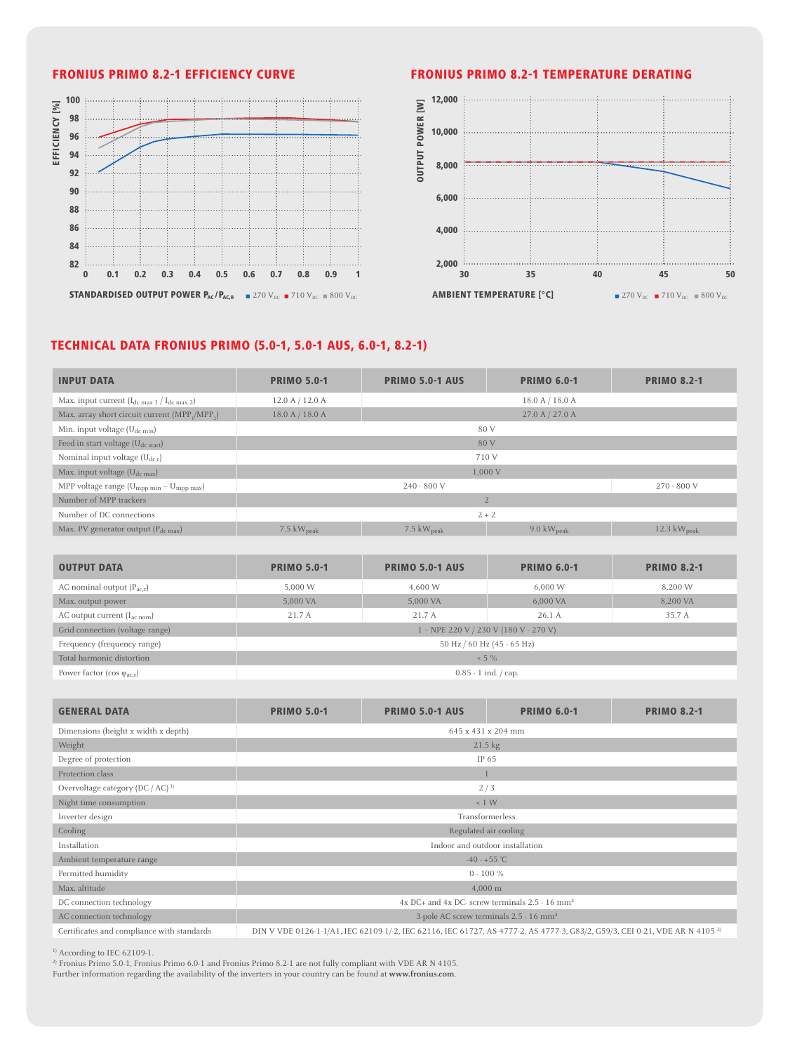## FRONIUS PRIMO 8.2-1 EFFICIENCY CURVE

EFFICIENCY [%]

100
98
96
94
92
90
88
86
84
82

0 0.1 0.2 0.3 0.4 0.5 0.6 0.7 0.8 0.9 1

STANDARDISED OUTPUT POWER $P_{AC}/P_{AC,R}$ ■ 270 $V_{DC}$ ■ 710 $V_{DC}$ ■ 800 $V_{DC}$

## FRONIUS PRIMO 8.2-1 TEMPERATURE DERATING

OUTPUT POWER [W]

12,000
10,000
8,000
6,000
4,000
2,000

30 35 40 45 50

AMBIENT TEMPERATURE [°C] ■ 270 $V_{DC}$ ■ 710 $V_{DC}$ ■ 800 $V_{DC}$

## TECHNICAL DATA FRONIUS PRIMO (5.0-1, 5.0-1 AUS, 6.0-1, 8.2-1)

| INPUT DATA | PRIMO 5.0-1 | PRIMO 5.0-1 AUS | PRIMO 6.0-1 | PRIMO 8.2-1 |
|---|---|---|---|---|
| Max. input current ($I_{dc\ max\ 1}$ / $I_{dc\ max\ 2}$) | 12.0 A / 12.0 A | 18.0 A / 18.0 A | | |
| Max. array short circuit current ($MPP_1$/$MPP_2$) | 18.0 A / 18.0 A | 27.0 A / 27.0 A | | |
| Min. input voltage ($U_{dc\ min}$) | 80 V | | | |
| Feed-in start voltage ($U_{dc\ start}$) | 80 V | | | |
| Nominal input voltage ($U_{dc,r}$) | 710 V | | | |
| Max. input voltage ($U_{dc\ max}$) | 1,000 V | | | |
| MPP voltage range ($U_{mpp\ min}$ – $U_{mpp\ max}$) | 240 - 800 V | | | 270 - 800 V |
| Number of MPP trackers | 2 | | | |
| Number of DC connections | 2 + 2 | | | |
| Max. PV generator output ($P_{dc\ max}$) | 7.5 $kW_{peak}$ | 7.5 $kW_{peak}$ | 9.0 $kW_{peak}$ | 12.3 $kW_{peak}$ |

| OUTPUT DATA | PRIMO 5.0-1 | PRIMO 5.0-1 AUS | PRIMO 6.0-1 | PRIMO 8.2-1 |
|---|---|---|---|---|
| AC nominal output ($P_{ac,r}$) | 5,000 W | 4,600 W | 6,000 W | 8,200 W |
| Max. output power | 5,000 VA | 5,000 VA | 6,000 VA | 8,200 VA |
| AC output current ($I_{ac\ nom}$) | 21.7 A | 21.7 A | 26.1 A | 35.7 A |
| Grid connection (voltage range) | 1 - NPE 220 V / 230 V (180 V - 270 V) | | | |
| Frequency (frequency range) | 50 Hz / 60 Hz (45 - 65 Hz) | | | |
| Total harmonic distortion | < 5 % | | | |
| Power factor (cos $\varphi_{ac,r}$) | 0.85 - 1 ind. / cap. | | | |

| GENERAL DATA | PRIMO 5.0-1 | PRIMO 5.0-1 AUS | PRIMO 6.0-1 | PRIMO 8.2-1 |
|---|---|---|---|---|
| Dimensions (height x width x depth) | 645 x 431 x 204 mm | | | |
| Weight | 21.5 kg | | | |
| Degree of protection | IP 65 | | | |
| Protection class | 1 | | | |
| Overvoltage category (DC / AC) [1] | 2 / 3 | | | |
| Night time consumption | < 1 W | | | |
| Inverter design | Transformerless | | | |
| Cooling | Regulated air cooling | | | |
| Installation | Indoor and outdoor installation | | | |
| Ambient temperature range | -40 - +55 °C | | | |
| Permitted humidity | 0 - 100 % | | | |
| Max. altitude | 4,000 m | | | |
| DC connection technology | 4x DC+ and 4x DC- screw terminals 2.5 - 16 mm² | | | |
| AC connection technology | 3-pole AC screw terminals 2.5 - 16 mm² | | | |
| Certificates and compliance with standards | DIN V VDE 0126-1-1/A1, IEC 62109-1/-2, IEC 62116, IEC 61727, AS 4777-2, AS 4777-3, G83/2, G59/3, CEI 0-21, VDE AR N 4105 [2] | | | |

[1] According to IEC 62109-1.
[2] Fronius Primo 5.0-1, Fronius Primo 6.0-1 and Fronius Primo 8.2-1 are not fully compliant with VDE AR N 4105.
Further information regarding the availability of the inverters in your country can be found at **www.fronius.com**.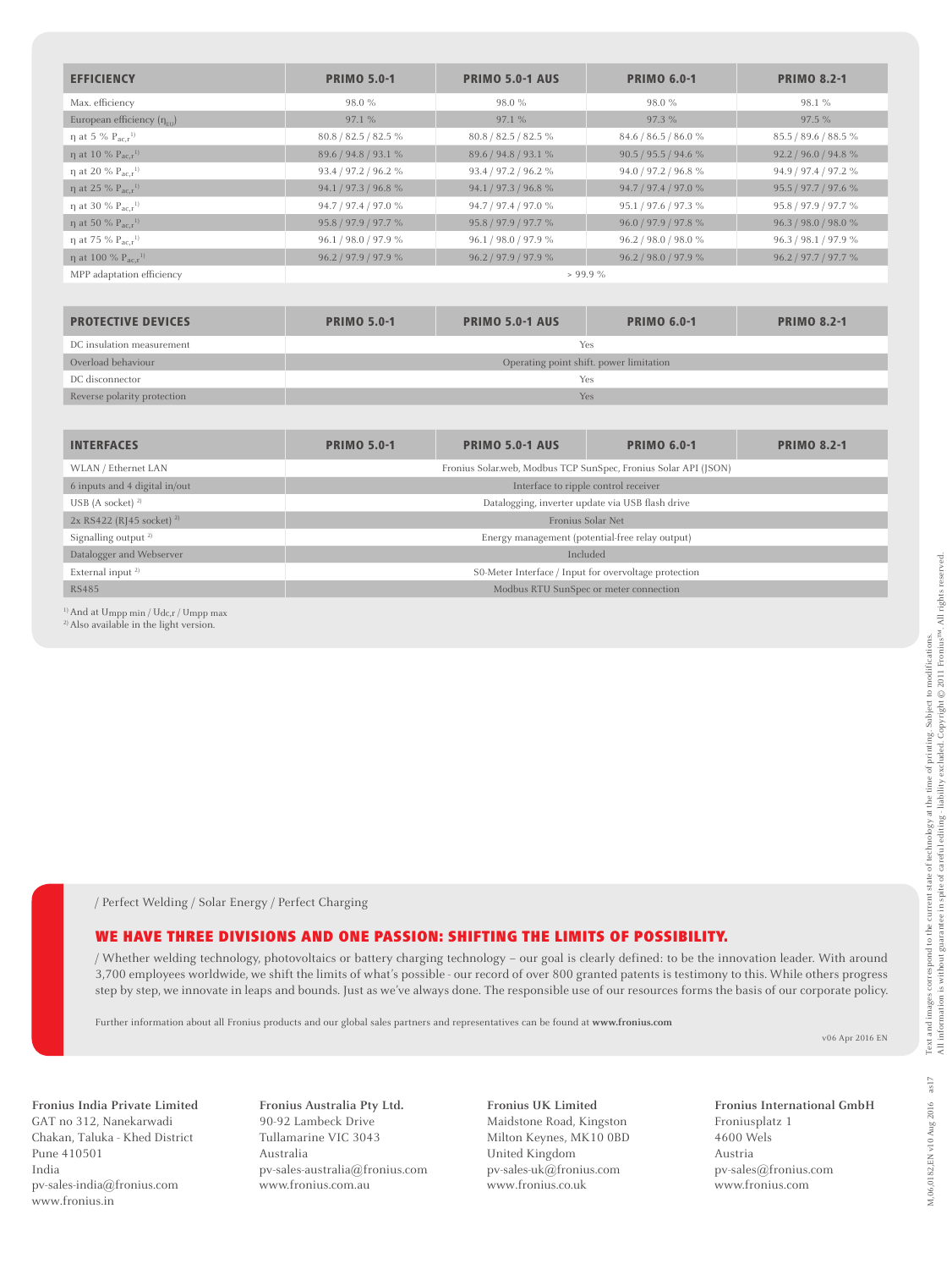| EFFICIENCY | PRIMO 5.0-1 | PRIMO 5.0-1 AUS | PRIMO 6.0-1 | PRIMO 8.2-1 |
|---|---|---|---|---|
| Max. efficiency | 98.0 % | 98.0 % | 98.0 % | 98.1 % |
| European efficiency ($\eta_{EU}$) | 97.1 % | 97.1 % | 97.3 % | 97.5 % |
| η at 5 % $P_{ac,r}$[1] | 80.8 / 82.5 / 82.5 % | 80.8 / 82.5 / 82.5 % | 84.6 / 86.5 / 86.0 % | 85.5 / 89.6 / 88.5 % |
| η at 10 % $P_{ac,r}$[1] | 89.6 / 94.8 / 93.1 % | 89.6 / 94.8 / 93.1 % | 90.5 / 95.5 / 94.6 % | 92.2 / 96.0 / 94.8 % |
| η at 20 % $P_{ac,r}$[1] | 93.4 / 97.2 / 96.2 % | 93.4 / 97.2 / 96.2 % | 94.0 / 97.2 / 96.8 % | 94.9 / 97.4 / 97.2 % |
| η at 25 % $P_{ac,r}$[1] | 94.1 / 97.3 / 96.8 % | 94.1 / 97.3 / 96.8 % | 94.7 / 97.4 / 97.0 % | 95.5 / 97.7 / 97.6 % |
| η at 30 % $P_{ac,r}$[1] | 94.7 / 97.4 / 97.0 % | 94.7 / 97.4 / 97.0 % | 95.1 / 97.6 / 97.3 % | 95.8 / 97.9 / 97.7 % |
| η at 50 % $P_{ac,r}$[1] | 95.8 / 97.9 / 97.7 % | 95.8 / 97.9 / 97.7 % | 96.0 / 97.9 / 97.8 % | 96.3 / 98.0 / 98.0 % |
| η at 75 % $P_{ac,r}$[1] | 96.1 / 98.0 / 97.9 % | 96.1 / 98.0 / 97.9 % | 96.2 / 98.0 / 98.0 % | 96.3 / 98.1 / 97.9 % |
| η at 100 % $P_{ac,r}$[1] | 96.2 / 97.9 / 97.9 % | 96.2 / 97.9 / 97.9 % | 96.2 / 98.0 / 97.9 % | 96.2 / 97.7 / 97.7 % |
| MPP adaptation efficiency | > 99.9 % | | | |

| PROTECTIVE DEVICES | PRIMO 5.0-1 | PRIMO 5.0-1 AUS | PRIMO 6.0-1 | PRIMO 8.2-1 |
|---|---|---|---|---|
| DC insulation measurement | Yes | | | |
| Overload behaviour | Operating point shift. power limitation | | | |
| DC disconnector | Yes | | | |
| Reverse polarity protection | Yes | | | |

| INTERFACES | PRIMO 5.0-1 | PRIMO 5.0-1 AUS | PRIMO 6.0-1 | PRIMO 8.2-1 |
|---|---|---|---|---|
| WLAN / Ethernet LAN | Fronius Solar.web, Modbus TCP SunSpec, Fronius Solar API (JSON) | | | |
| 6 inputs and 4 digital in/out | Interface to ripple control receiver | | | |
| USB (A socket) [2] | Datalogging, inverter update via USB flash drive | | | |
| 2x RS422 (RJ45 socket) [2] | Fronius Solar Net | | | |
| Signalling output [2] | Energy management (potential-free relay output) | | | |
| Datalogger and Webserver | Included | | | |
| External input [2] | S0-Meter Interface / Input for overvoltage protection | | | |
| RS485 | Modbus RTU SunSpec or meter connection | | | |

[1] And at $U_{mpp\ min}$ / $U_{dc,r}$ / $U_{mpp\ max}$
[2] Also available in the light version.

/ Perfect Welding / Solar Energy / Perfect Charging

## WE HAVE THREE DIVISIONS AND ONE PASSION: SHIFTING THE LIMITS OF POSSIBILITY.

/ Whether welding technology, photovoltaics or battery charging technology – our goal is clearly defined: to be the innovation leader. With around 3,700 employees worldwide, we shift the limits of what's possible - our record of over 800 granted patents is testimony to this. While others progress step by step, we innovate in leaps and bounds. Just as we've always done. The responsible use of our resources forms the basis of our corporate policy.

Further information about all Fronius products and our global sales partners and representatives can be found at **www.fronius.com**

v06 Apr 2016 EN

**Fronius India Private Limited**
GAT no 312, Nanekarwadi
Chakan, Taluka - Khed District
Pune 410501
India
pv-sales-india@fronius.com
www.fronius.in

**Fronius Australia Pty Ltd.**
90-92 Lambeck Drive
Tullamarine VIC 3043
Australia
pv-sales-australia@fronius.com
www.fronius.com.au

**Fronius UK Limited**
Maidstone Road, Kingston
Milton Keynes, MK10 0BD
United Kingdom
pv-sales-uk@fronius.com
www.fronius.co.uk

**Fronius International GmbH**
Froniusplatz 1
4600 Wels
Austria
pv-sales@fronius.com
www.fronius.com

Text and images correspond to the current state of technology at the time of printing. Subject to modifications.
All information is without guarantee in spite of careful editing - liability excluded. Copyright © 2011 Fronius™. All rights reserved.

M,06,0182,EN v10 Aug 2016 as17